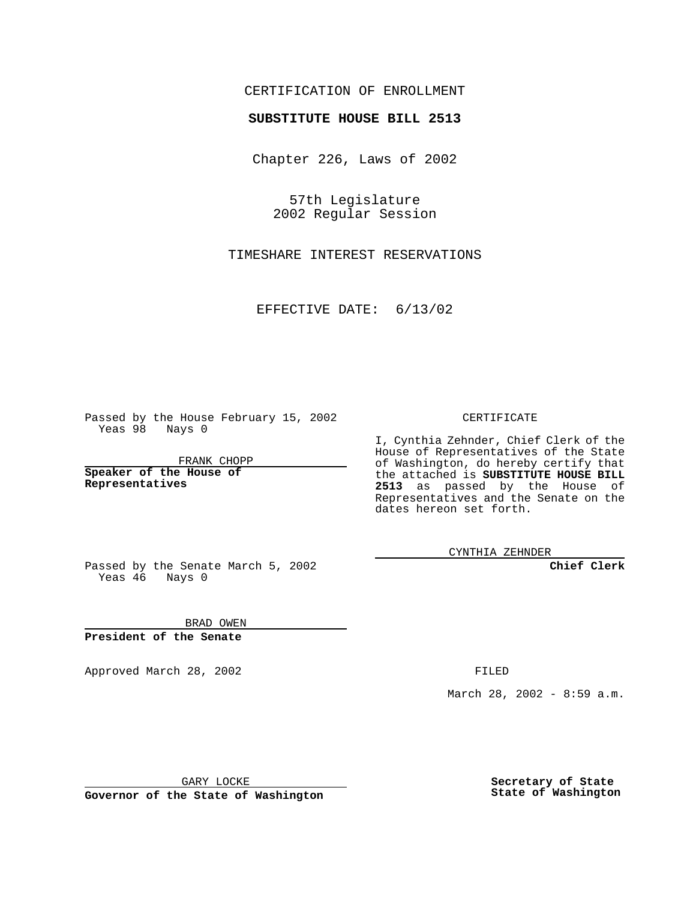CERTIFICATION OF ENROLLMENT

**SUBSTITUTE HOUSE BILL 2513**

Chapter 226, Laws of 2002

57th Legislature
2002 Regular Session

TIMESHARE INTEREST RESERVATIONS

EFFECTIVE DATE: 6/13/02

Passed by the House February 15, 2002
Yeas 98 Nays 0

FRANK CHOPP

**Speaker of the House of Representatives**

Passed by the Senate March 5, 2002
Yeas 46 Nays 0

BRAD OWEN

**President of the Senate**

Approved March 28, 2002

GARY LOCKE

**Governor of the State of Washington**

CERTIFICATE

I, Cynthia Zehnder, Chief Clerk of the House of Representatives of the State of Washington, do hereby certify that the attached is **SUBSTITUTE HOUSE BILL 2513** as passed by the House of Representatives and the Senate on the dates hereon set forth.

CYNTHIA ZEHNDER

**Chief Clerk**

FILED

March 28, 2002 - 8:59 a.m.

**Secretary of State**
**State of Washington**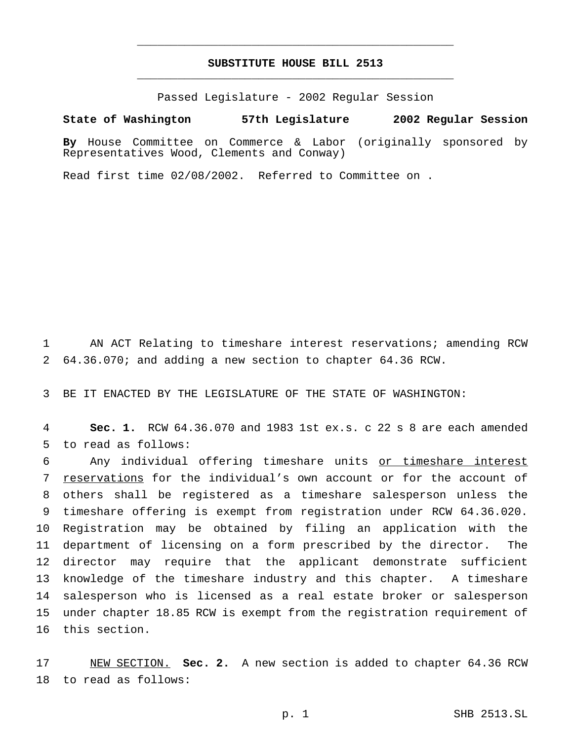# SUBSTITUTE HOUSE BILL 2513

Passed Legislature - 2002 Regular Session

**State of Washington 57th Legislature 2002 Regular Session**

**By** House Committee on Commerce & Labor (originally sponsored by Representatives Wood, Clements and Conway)

Read first time 02/08/2002. Referred to Committee on .

AN ACT Relating to timeshare interest reservations; amending RCW 64.36.070; and adding a new section to chapter 64.36 RCW.

BE IT ENACTED BY THE LEGISLATURE OF THE STATE OF WASHINGTON:

**Sec. 1.** RCW 64.36.070 and 1983 1st ex.s. c 22 s 8 are each amended to read as follows:

Any individual offering timeshare units or timeshare interest reservations for the individual's own account or for the account of others shall be registered as a timeshare salesperson unless the timeshare offering is exempt from registration under RCW 64.36.020. Registration may be obtained by filing an application with the department of licensing on a form prescribed by the director. The director may require that the applicant demonstrate sufficient knowledge of the timeshare industry and this chapter. A timeshare salesperson who is licensed as a real estate broker or salesperson under chapter 18.85 RCW is exempt from the registration requirement of this section.

NEW SECTION. **Sec. 2.** A new section is added to chapter 64.36 RCW to read as follows: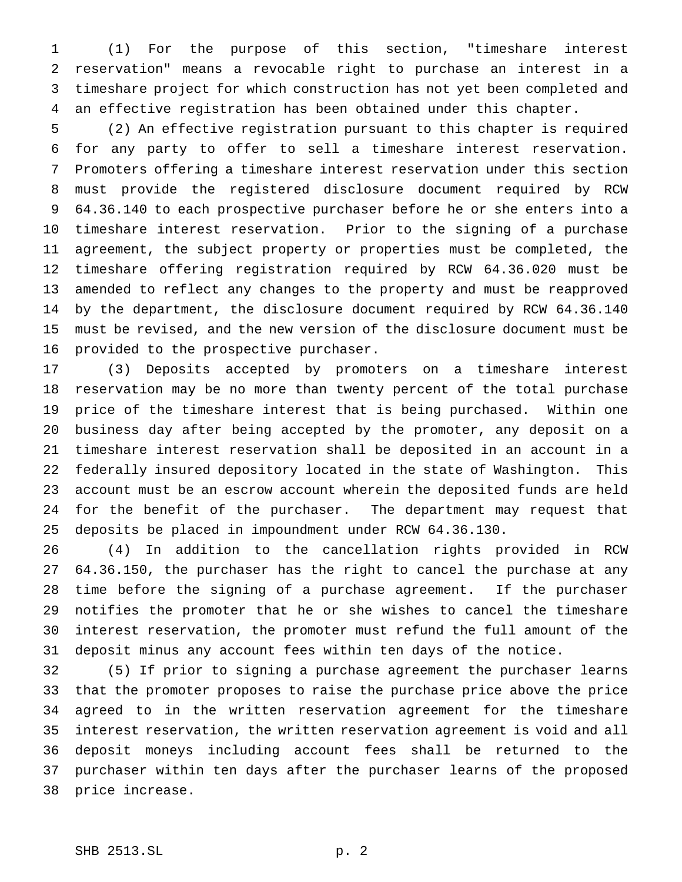(1) For the purpose of this section, "timeshare interest reservation" means a revocable right to purchase an interest in a timeshare project for which construction has not yet been completed and an effective registration has been obtained under this chapter.

(2) An effective registration pursuant to this chapter is required for any party to offer to sell a timeshare interest reservation. Promoters offering a timeshare interest reservation under this section must provide the registered disclosure document required by RCW 64.36.140 to each prospective purchaser before he or she enters into a timeshare interest reservation. Prior to the signing of a purchase agreement, the subject property or properties must be completed, the timeshare offering registration required by RCW 64.36.020 must be amended to reflect any changes to the property and must be reapproved by the department, the disclosure document required by RCW 64.36.140 must be revised, and the new version of the disclosure document must be provided to the prospective purchaser.

(3) Deposits accepted by promoters on a timeshare interest reservation may be no more than twenty percent of the total purchase price of the timeshare interest that is being purchased. Within one business day after being accepted by the promoter, any deposit on a timeshare interest reservation shall be deposited in an account in a federally insured depository located in the state of Washington. This account must be an escrow account wherein the deposited funds are held for the benefit of the purchaser. The department may request that deposits be placed in impoundment under RCW 64.36.130.

(4) In addition to the cancellation rights provided in RCW 64.36.150, the purchaser has the right to cancel the purchase at any time before the signing of a purchase agreement. If the purchaser notifies the promoter that he or she wishes to cancel the timeshare interest reservation, the promoter must refund the full amount of the deposit minus any account fees within ten days of the notice.

(5) If prior to signing a purchase agreement the purchaser learns that the promoter proposes to raise the purchase price above the price agreed to in the written reservation agreement for the timeshare interest reservation, the written reservation agreement is void and all deposit moneys including account fees shall be returned to the purchaser within ten days after the purchaser learns of the proposed price increase.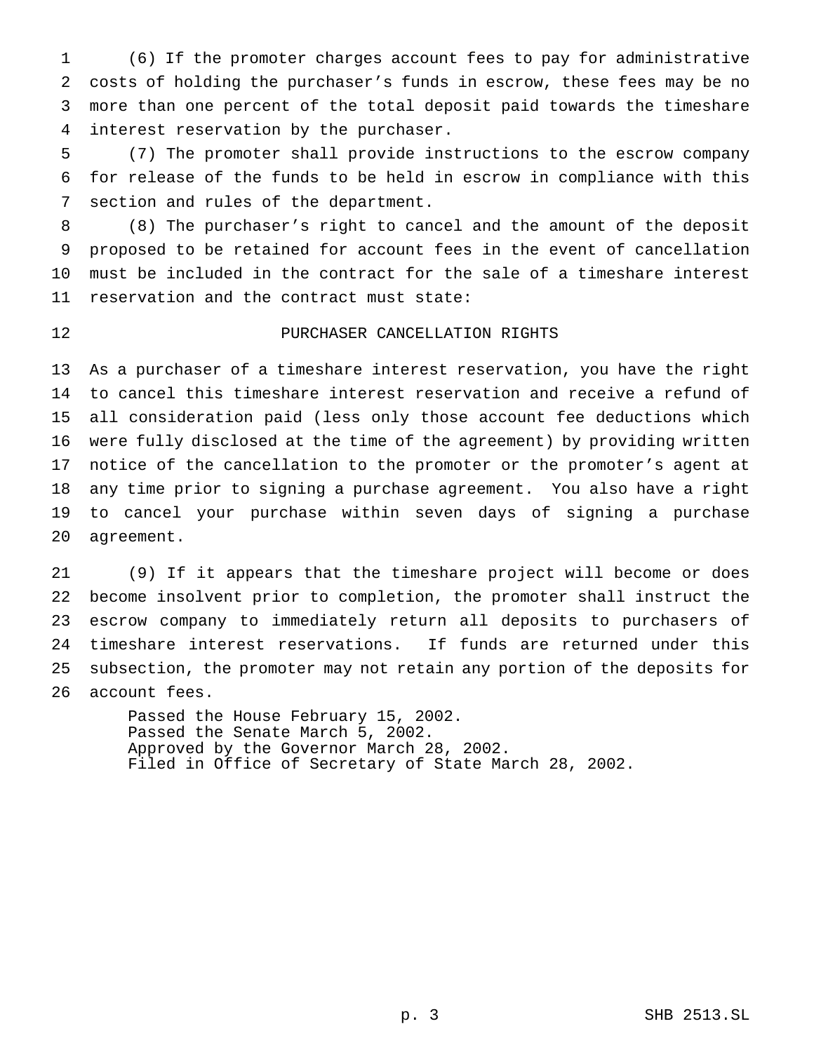(6) If the promoter charges account fees to pay for administrative costs of holding the purchaser's funds in escrow, these fees may be no more than one percent of the total deposit paid towards the timeshare interest reservation by the purchaser.

(7) The promoter shall provide instructions to the escrow company for release of the funds to be held in escrow in compliance with this section and rules of the department.

(8) The purchaser's right to cancel and the amount of the deposit proposed to be retained for account fees in the event of cancellation must be included in the contract for the sale of a timeshare interest reservation and the contract must state:

PURCHASER CANCELLATION RIGHTS

As a purchaser of a timeshare interest reservation, you have the right to cancel this timeshare interest reservation and receive a refund of all consideration paid (less only those account fee deductions which were fully disclosed at the time of the agreement) by providing written notice of the cancellation to the promoter or the promoter's agent at any time prior to signing a purchase agreement. You also have a right to cancel your purchase within seven days of signing a purchase agreement.

(9) If it appears that the timeshare project will become or does become insolvent prior to completion, the promoter shall instruct the escrow company to immediately return all deposits to purchasers of timeshare interest reservations. If funds are returned under this subsection, the promoter may not retain any portion of the deposits for account fees.

Passed the House February 15, 2002.
Passed the Senate March 5, 2002.
Approved by the Governor March 28, 2002.
Filed in Office of Secretary of State March 28, 2002.